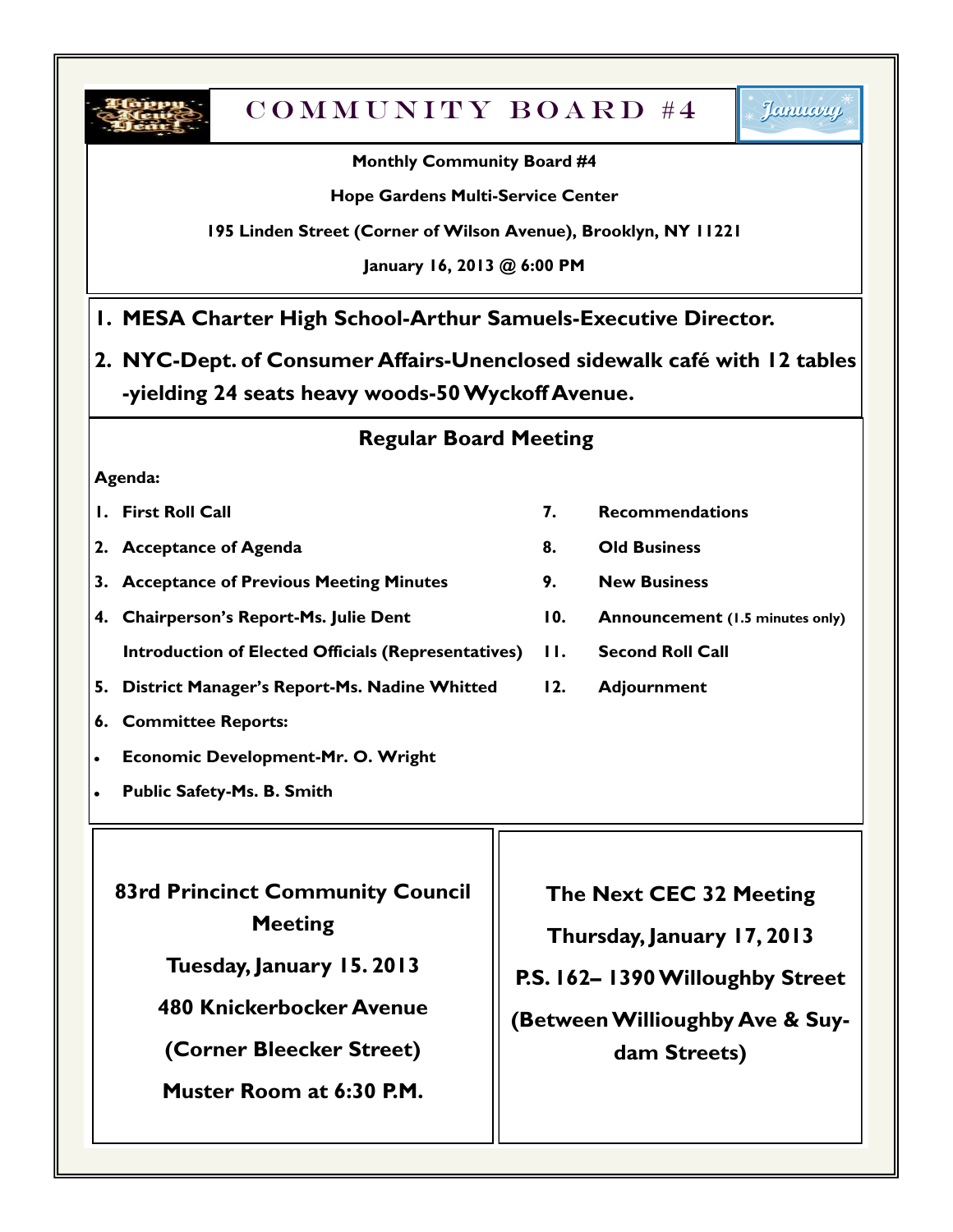# COMMUNITY BOARD #4

**Monthly Community Board #4**

**Hope Gardens Multi-Service Center**

**195 Linden Street (Corner of Wilson Avenue), Brooklyn, NY 11221**

**January 16, 2013 @ 6:00 PM**

1. **MESA Charter High School-Arthur Samuels-Executive Director.**
2. **NYC-Dept. of Consumer Affairs-Unenclosed sidewalk café with 12 tables -yielding 24 seats heavy woods-50 Wyckoff Avenue.**

## Regular Board Meeting

**Agenda:**

1. **First Roll Call**
2. **Acceptance of Agenda**
3. **Acceptance of Previous Meeting Minutes**
4. **Chairperson's Report-Ms. Julie Dent**

   **Introduction of Elected Officials (Representatives)**
5. **District Manager's Report-Ms. Nadine Whitted**
6. **Committee Reports:**
   - **Economic Development-Mr. O. Wright**
   - **Public Safety-Ms. B. Smith**
7. **Recommendations**
8. **Old Business**
9. **New Business**
10. **Announcement (1.5 minutes only)**
11. **Second Roll Call**
12. **Adjournment**

**83rd Princinct Community Council Meeting**

**Tuesday, January 15. 2013**

**480 Knickerbocker Avenue**

**(Corner Bleecker Street)**

**Muster Room at 6:30 P.M.**

**The Next CEC 32 Meeting**

**Thursday, January 17, 2013**

**P.S. 162– 1390 Willoughby Street**

**(Between Willioughby Ave & Suydam Streets)**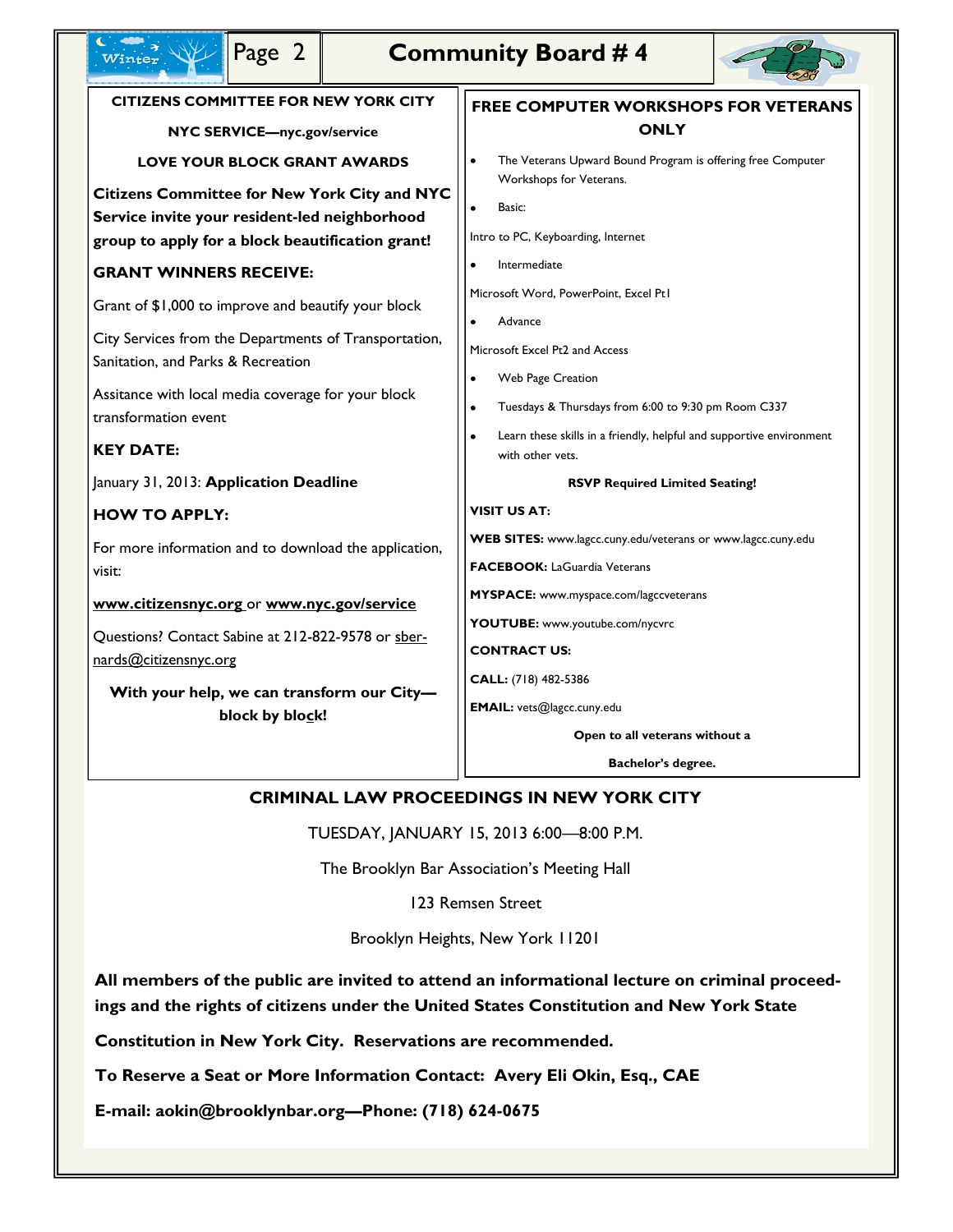## CITIZENS COMMITTEE FOR NEW YORK CITY

**NYC SERVICE—nyc.gov/service**

**LOVE YOUR BLOCK GRANT AWARDS**

**Citizens Committee for New York City and NYC Service invite your resident-led neighborhood group to apply for a block beautification grant!**

**GRANT WINNERS RECEIVE:**

Grant of $1,000 to improve and beautify your block

City Services from the Departments of Transportation, Sanitation, and Parks & Recreation

Assitance with local media coverage for your block transformation event

**KEY DATE:**

January 31, 2013: **Application Deadline**

**HOW TO APPLY:**

For more information and to download the application, visit:

www.citizensnyc.org or www.nyc.gov/service

Questions? Contact Sabine at 212-822-9578 or sbernards@citizensnyc.org

**With your help, we can transform our City—block by block!**

## FREE COMPUTER WORKSHOPS FOR VETERANS ONLY

- The Veterans Upward Bound Program is offering free Computer Workshops for Veterans.
- Basic:

Intro to PC, Keyboarding, Internet

- Intermediate

Microsoft Word, PowerPoint, Excel Pt1

- Advance

Microsoft Excel Pt2 and Access

- Web Page Creation
- Tuesdays & Thursdays from 6:00 to 9:30 pm Room C337
- Learn these skills in a friendly, helpful and supportive environment with other vets.

**RSVP Required Limited Seating!**

**VISIT US AT:**

**WEB SITES:** www.lagcc.cuny.edu/veterans or www.lagcc.cuny.edu

**FACEBOOK:** LaGuardia Veterans

**MYSPACE:** www.myspace.com/lagccveterans

**YOUTUBE:** www.youtube.com/nycvrc

**CONTRACT US:**

**CALL:** (718) 482-5386

**EMAIL:** vets@lagcc.cuny.edu

**Open to all veterans without a Bachelor's degree.**

## CRIMINAL LAW PROCEEDINGS IN NEW YORK CITY

TUESDAY, JANUARY 15, 2013 6:00—8:00 P.M.

The Brooklyn Bar Association's Meeting Hall

123 Remsen Street

Brooklyn Heights, New York 11201

**All members of the public are invited to attend an informational lecture on criminal proceedings and the rights of citizens under the United States Constitution and New York State Constitution in New York City. Reservations are recommended.**

**To Reserve a Seat or More Information Contact: Avery Eli Okin, Esq., CAE**

**E-mail: aokin@brooklynbar.org—Phone: (718) 624-0675**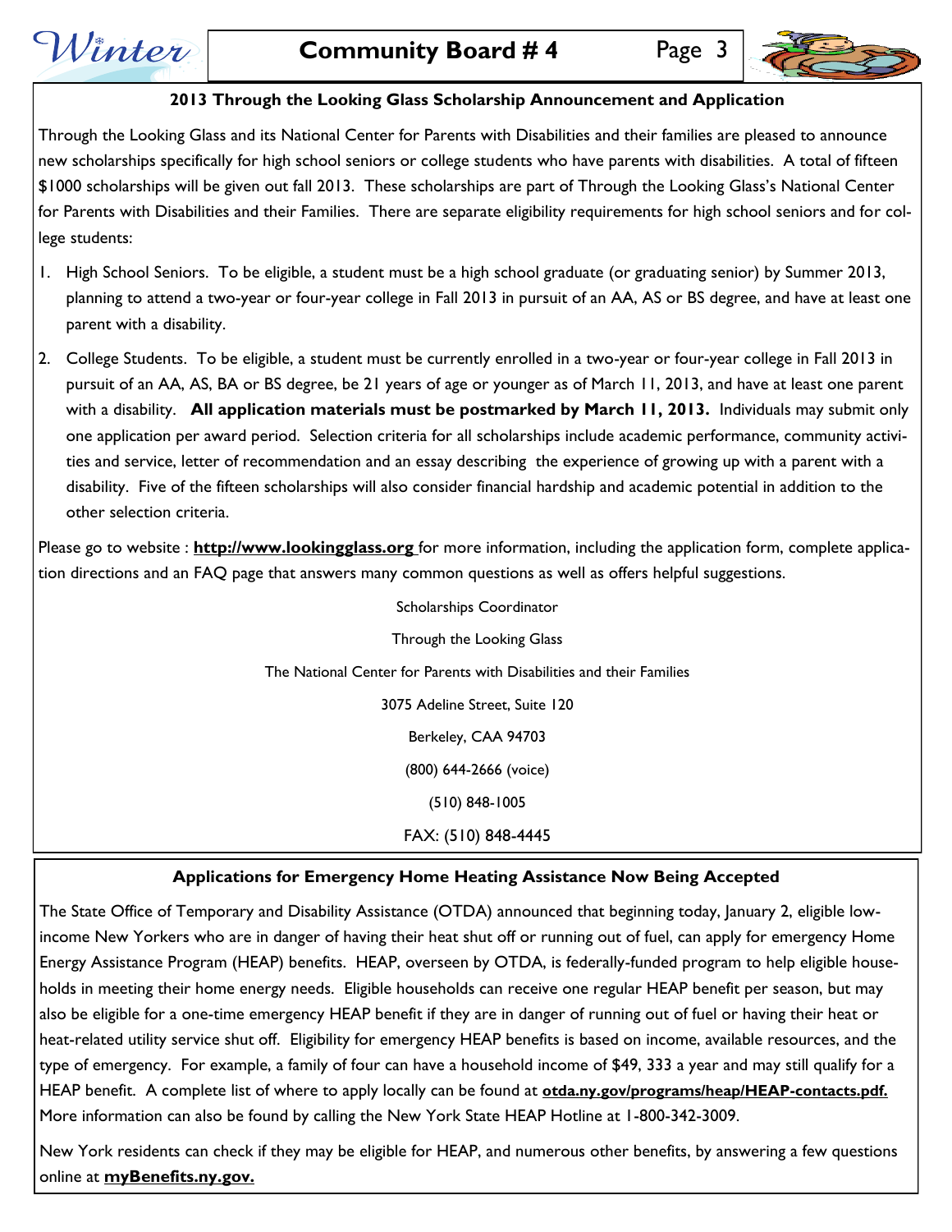## 2013 Through the Looking Glass Scholarship Announcement and Application

Through the Looking Glass and its National Center for Parents with Disabilities and their families are pleased to announce new scholarships specifically for high school seniors or college students who have parents with disabilities. A total of fifteen $1000 scholarships will be given out fall 2013. These scholarships are part of Through the Looking Glass's National Center for Parents with Disabilities and their Families. There are separate eligibility requirements for high school seniors and for college students:

1. High School Seniors. To be eligible, a student must be a high school graduate (or graduating senior) by Summer 2013, planning to attend a two-year or four-year college in Fall 2013 in pursuit of an AA, AS or BS degree, and have at least one parent with a disability.
2. College Students. To be eligible, a student must be currently enrolled in a two-year or four-year college in Fall 2013 in pursuit of an AA, AS, BA or BS degree, be 21 years of age or younger as of March 11, 2013, and have at least one parent with a disability. **All application materials must be postmarked by March 11, 2013.** Individuals may submit only one application per award period. Selection criteria for all scholarships include academic performance, community activities and service, letter of recommendation and an essay describing the experience of growing up with a parent with a disability. Five of the fifteen scholarships will also consider financial hardship and academic potential in addition to the other selection criteria.

Please go to website : **http://www.lookingglass.org** for more information, including the application form, complete application directions and an FAQ page that answers many common questions as well as offers helpful suggestions.

Scholarships Coordinator

Through the Looking Glass

The National Center for Parents with Disabilities and their Families

3075 Adeline Street, Suite 120

Berkeley, CAA 94703

(800) 644-2666 (voice)

(510) 848-1005

FAX: (510) 848-4445

## Applications for Emergency Home Heating Assistance Now Being Accepted

The State Office of Temporary and Disability Assistance (OTDA) announced that beginning today, January 2, eligible low-income New Yorkers who are in danger of having their heat shut off or running out of fuel, can apply for emergency Home Energy Assistance Program (HEAP) benefits. HEAP, overseen by OTDA, is federally-funded program to help eligible households in meeting their home energy needs. Eligible households can receive one regular HEAP benefit per season, but may also be eligible for a one-time emergency HEAP benefit if they are in danger of running out of fuel or having their heat or heat-related utility service shut off. Eligibility for emergency HEAP benefits is based on income, available resources, and the type of emergency. For example, a family of four can have a household income of $49, 333 a year and may still qualify for a HEAP benefit. A complete list of where to apply locally can be found at **otda.ny.gov/programs/heap/HEAP-contacts.pdf.** More information can also be found by calling the New York State HEAP Hotline at 1-800-342-3009.

New York residents can check if they may be eligible for HEAP, and numerous other benefits, by answering a few questions online at **myBenefits.ny.gov.**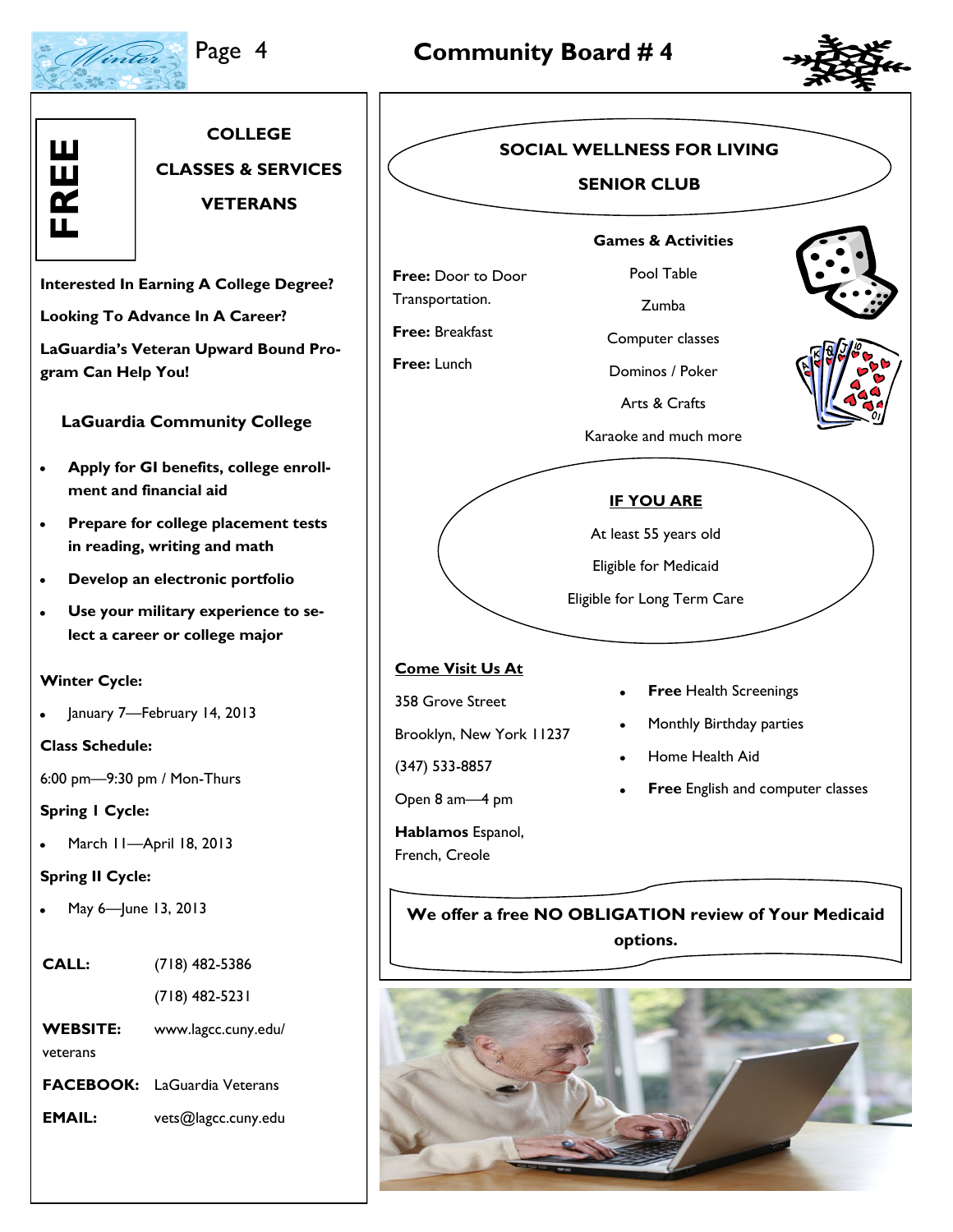**FREE**

## COLLEGE CLASSES & SERVICES VETERANS

**Interested In Earning A College Degree?**

**Looking To Advance In A Career?**

**LaGuardia's Veteran Upward Bound Program Can Help You!**

### LaGuardia Community College

- **Apply for GI benefits, college enrollment and financial aid**
- **Prepare for college placement tests in reading, writing and math**
- **Develop an electronic portfolio**
- **Use your military experience to select a career or college major**

**Winter Cycle:**

- January 7—February 14, 2013

**Class Schedule:**

6:00 pm—9:30 pm / Mon-Thurs

**Spring I Cycle:**

- March 11—April 18, 2013

**Spring II Cycle:**

- May 6—June 13, 2013

**CALL:** (718) 482-5386
(718) 482-5231

**WEBSITE:** www.lagcc.cuny.edu/veterans

**FACEBOOK:** LaGuardia Veterans

**EMAIL:** vets@lagcc.cuny.edu

## SOCIAL WELLNESS FOR LIVING SENIOR CLUB

**Free:** Door to Door Transportation.

**Free:** Breakfast

**Free:** Lunch

**Games & Activities**

Pool Table

Zumba

Computer classes

Dominos / Poker

Arts & Crafts

Karaoke and much more

**IF YOU ARE**

At least 55 years old

Eligible for Medicaid

Eligible for Long Term Care

**Come Visit Us At**

358 Grove Street

Brooklyn, New York 11237

(347) 533-8857

Open 8 am—4 pm

**Hablamos** Espanol, French, Creole

- **Free** Health Screenings
- Monthly Birthday parties
- Home Health Aid
- **Free** English and computer classes

**We offer a free NO OBLIGATION review of Your Medicaid options.**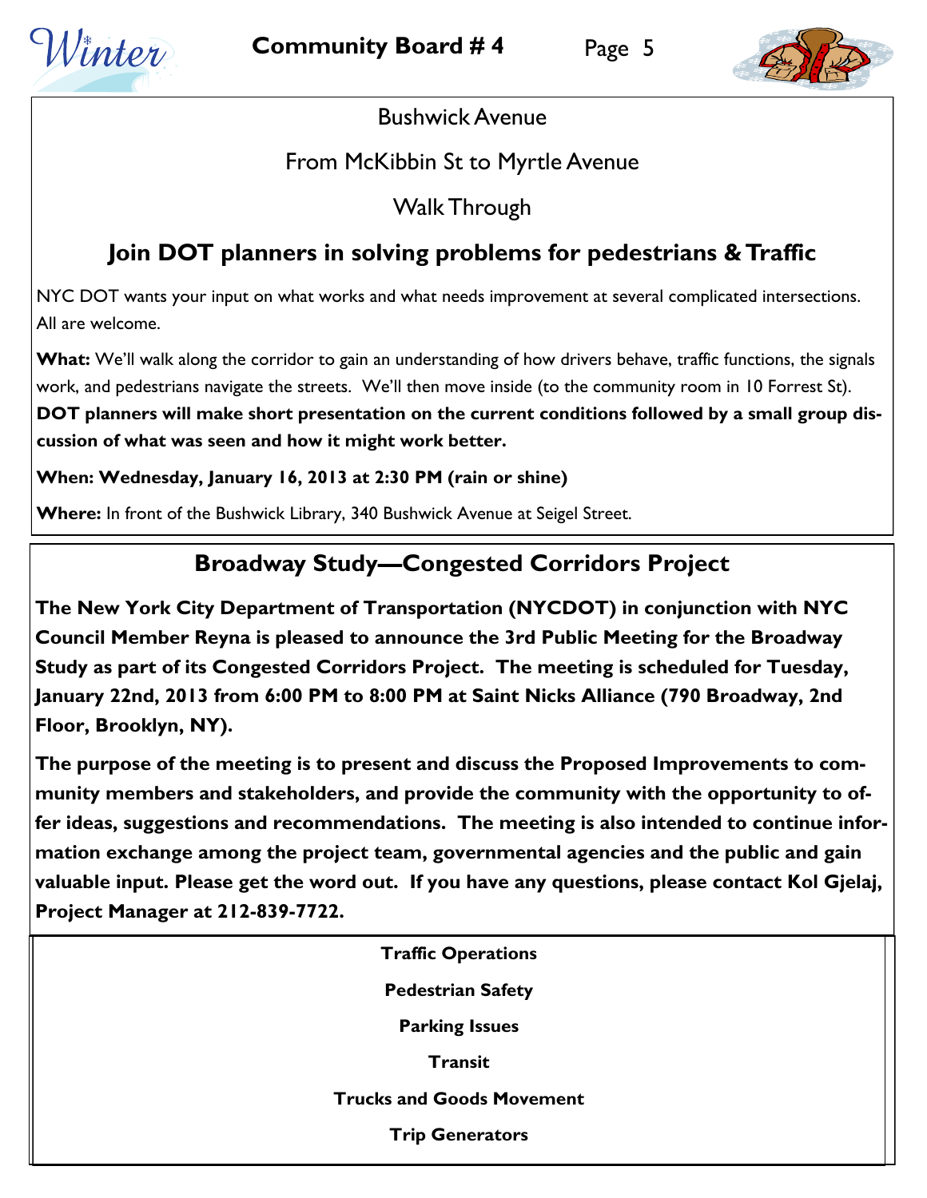Bushwick Avenue

From McKibbin St to Myrtle Avenue

Walk Through

## Join DOT planners in solving problems for pedestrians & Traffic

NYC DOT wants your input on what works and what needs improvement at several complicated intersections. All are welcome.

**What:** We'll walk along the corridor to gain an understanding of how drivers behave, traffic functions, the signals work, and pedestrians navigate the streets. We'll then move inside (to the community room in 10 Forrest St). **DOT planners will make short presentation on the current conditions followed by a small group discussion of what was seen and how it might work better.**

**When: Wednesday, January 16, 2013 at 2:30 PM (rain or shine)**

**Where:** In front of the Bushwick Library, 340 Bushwick Avenue at Seigel Street.

## Broadway Study—Congested Corridors Project

**The New York City Department of Transportation (NYCDOT) in conjunction with NYC Council Member Reyna is pleased to announce the 3rd Public Meeting for the Broadway Study as part of its Congested Corridors Project. The meeting is scheduled for Tuesday, January 22nd, 2013 from 6:00 PM to 8:00 PM at Saint Nicks Alliance (790 Broadway, 2nd Floor, Brooklyn, NY).**

**The purpose of the meeting is to present and discuss the Proposed Improvements to community members and stakeholders, and provide the community with the opportunity to offer ideas, suggestions and recommendations. The meeting is also intended to continue information exchange among the project team, governmental agencies and the public and gain valuable input. Please get the word out. If you have any questions, please contact Kol Gjelaj, Project Manager at 212-839-7722.**

**Traffic Operations**

**Pedestrian Safety**

**Parking Issues**

**Transit**

**Trucks and Goods Movement**

**Trip Generators**